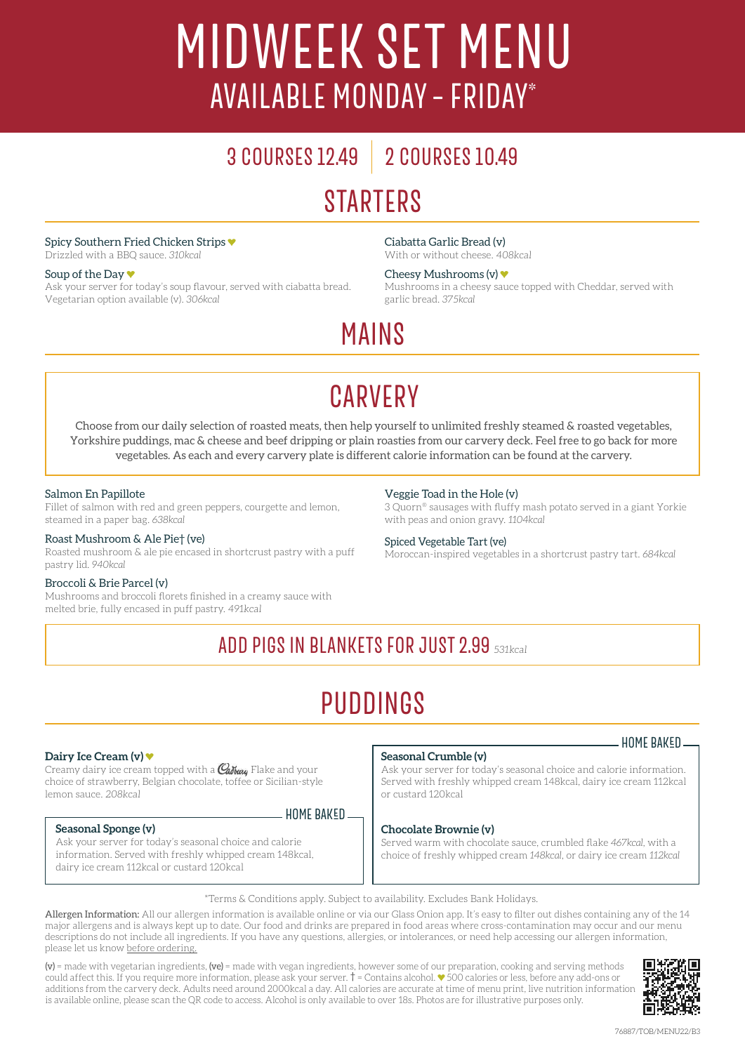# MIDWEEK SET MENU

## AVAILABLE MONDAY - FRIDAY*

### 3 COURSES 12.49 | 2 COURSES 10.49

## STARTERS

**Spicy Southern Fried Chicken Strips** ♥
Drizzled with a BBQ sauce. *310kcal*

**Soup of the Day** ♥
Ask your server for today's soup flavour, served with ciabatta bread. Vegetarian option available (v). *306kcal*

**Ciabatta Garlic Bread (v)**
With or without cheese. *408kcal*

**Cheesy Mushrooms (v)** ♥
Mushrooms in a cheesy sauce topped with Cheddar, served with garlic bread. *375kcal*

## MAINS

### CARVERY

Choose from our daily selection of roasted meats, then help yourself to unlimited freshly steamed & roasted vegetables, Yorkshire puddings, mac & cheese and beef dripping or plain roasties from our carvery deck. Feel free to go back for more vegetables. As each and every carvery plate is different calorie information can be found at the carvery.

**Salmon En Papillote**
Fillet of salmon with red and green peppers, courgette and lemon, steamed in a paper bag. *638kcal*

**Roast Mushroom & Ale Pie† (ve)**
Roasted mushroom & ale pie encased in shortcrust pastry with a puff pastry lid. *940kcal*

**Broccoli & Brie Parcel (v)**
Mushrooms and broccoli florets finished in a creamy sauce with melted brie, fully encased in puff pastry. *491kcal*

**Veggie Toad in the Hole (v)**
3 Quorn® sausages with fluffy mash potato served in a giant Yorkie with peas and onion gravy. *1104kcal*

**Spiced Vegetable Tart (ve)**
Moroccan-inspired vegetables in a shortcrust pastry tart. *684kcal*

### ADD PIGS IN BLANKETS FOR JUST 2.99 *531kcal*

## PUDDINGS

**Dairy Ice Cream (v)** ♥
Creamy dairy ice cream topped with a Cadbury Flake and your choice of strawberry, Belgian chocolate, toffee or Sicilian-style lemon sauce. *208kcal*

HOME BAKED

**Seasonal Sponge (v)**
Ask your server for today's seasonal choice and calorie information. Served with freshly whipped cream 148kcal, dairy ice cream 112kcal or custard 120kcal

HOME BAKED

**Seasonal Crumble (v)**
Ask your server for today's seasonal choice and calorie information. Served with freshly whipped cream 148kcal, dairy ice cream 112kcal or custard 120kcal

**Chocolate Brownie (v)**
Served warm with chocolate sauce, crumbled flake *467kcal*, with a choice of freshly whipped cream *148kcal*, or dairy ice cream *112kcal*

*Terms & Conditions apply. Subject to availability. Excludes Bank Holidays.

Allergen Information: All our allergen information is available online or via our Glass Onion app. It's easy to filter out dishes containing any of the 14 major allergens and is always kept up to date. Our food and drinks are prepared in food areas where cross-contamination may occur and our menu descriptions do not include all ingredients. If you have any questions, allergies, or intolerances, or need help accessing our allergen information, please let us know before ordering.

**(v)** = made with vegetarian ingredients, **(ve)** = made with vegan ingredients, however some of our preparation, cooking and serving methods could affect this. If you require more information, please ask your server. † = Contains alcohol. ♥ 500 calories or less, before any add-ons or additions from the carvery deck. Adults need around 2000kcal a day. All calories are accurate at time of menu print, live nutrition information is available online, please scan the QR code to access. Alcohol is only available to over 18s. Photos are for illustrative purposes only.

76887/TOB/MENU22/B3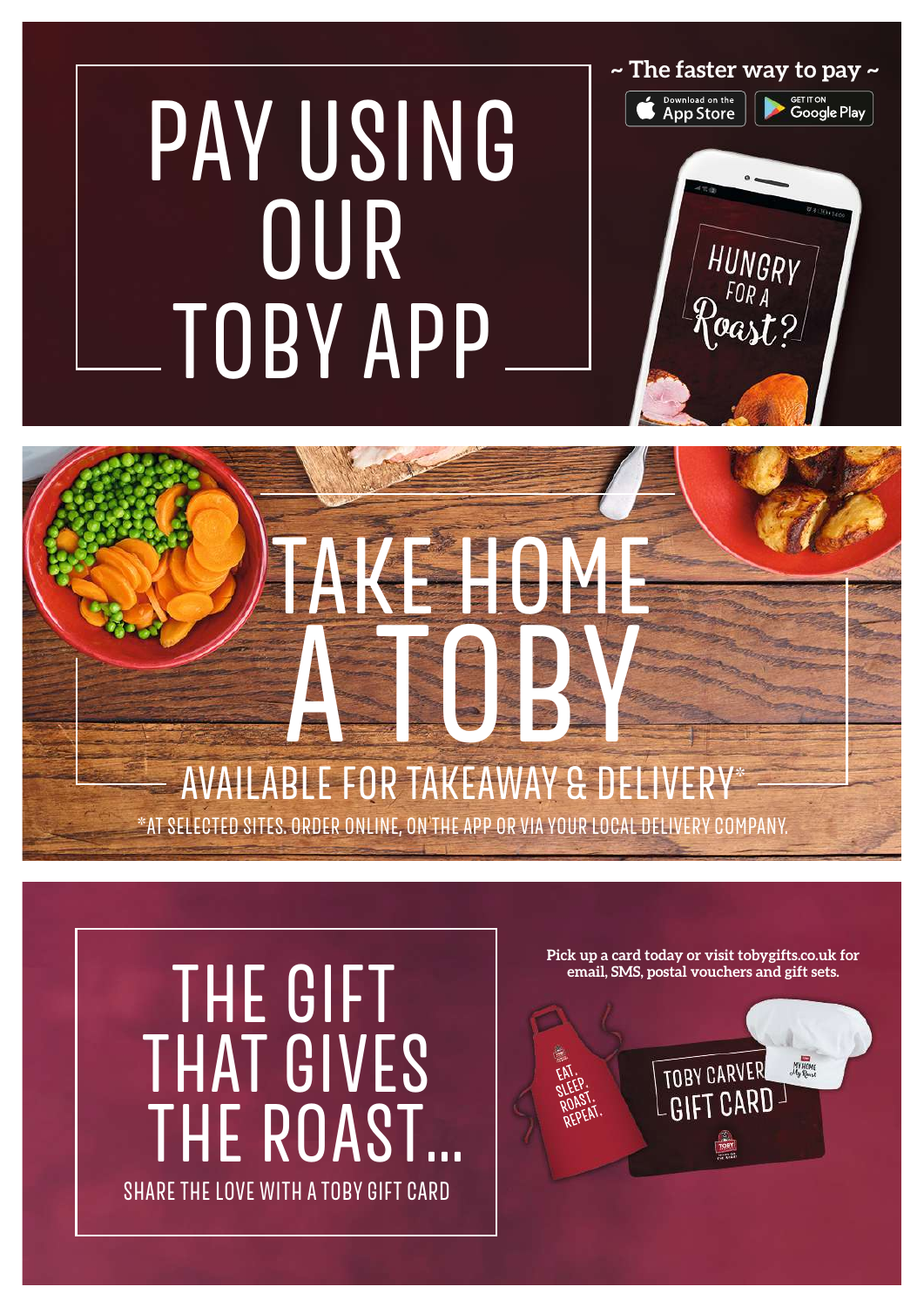# PAY USING OUR TOBY APP

~ The faster way to pay ~

Download on the App Store

GET IT ON Google Play

HUNGRY FOR A Roast?

# TAKE HOME A TOBY

## AVAILABLE FOR TAKEAWAY & DELIVERY*

*AT SELECTED SITES. ORDER ONLINE, ON THE APP OR VIA YOUR LOCAL DELIVERY COMPANY.

# THE GIFT THAT GIVES THE ROAST...

SHARE THE LOVE WITH A TOBY GIFT CARD

**Pick up a card today or visit tobygifts.co.uk for email, SMS, postal vouchers and gift sets.**

EAT, SLEEP, ROAST, REPEAT.

TOBY CARVERY GIFT CARD

MY HOME My Roast